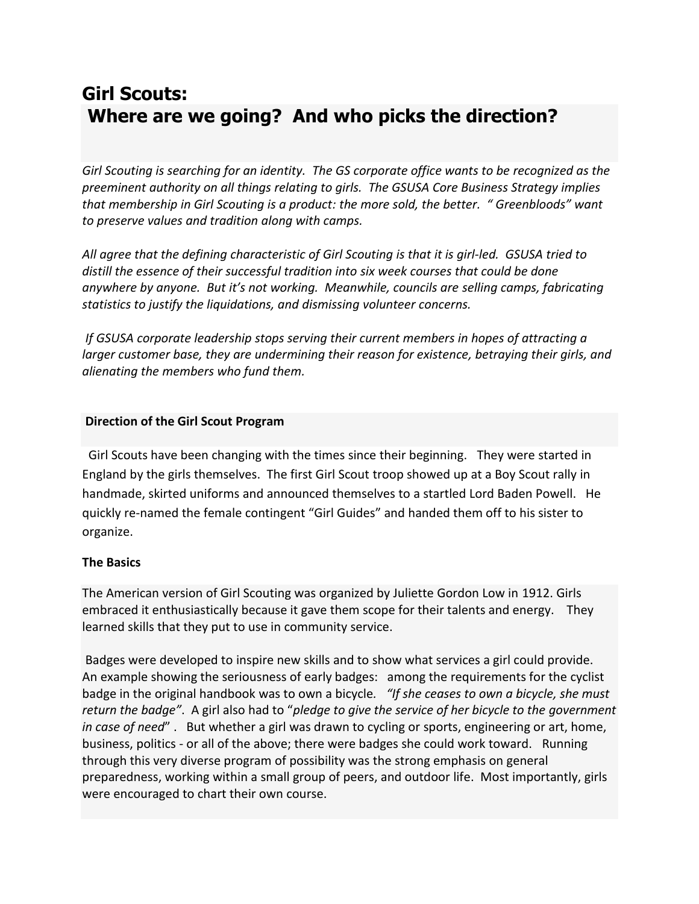# Girl Scouts:
## Where are we going? And who picks the direction?

*Girl Scouting is searching for an identity. The GS corporate office wants to be recognized as the preeminent authority on all things relating to girls. The GSUSA Core Business Strategy implies that membership in Girl Scouting is a product: the more sold, the better. " Greenbloods" want to preserve values and tradition along with camps.*

*All agree that the defining characteristic of Girl Scouting is that it is girl-led. GSUSA tried to distill the essence of their successful tradition into six week courses that could be done anywhere by anyone. But it's not working. Meanwhile, councils are selling camps, fabricating statistics to justify the liquidations, and dismissing volunteer concerns.*

*If GSUSA corporate leadership stops serving their current members in hopes of attracting a larger customer base, they are undermining their reason for existence, betraying their girls, and alienating the members who fund them.*

**Direction of the Girl Scout Program**

Girl Scouts have been changing with the times since their beginning. They were started in England by the girls themselves. The first Girl Scout troop showed up at a Boy Scout rally in handmade, skirted uniforms and announced themselves to a startled Lord Baden Powell. He quickly re-named the female contingent "Girl Guides" and handed them off to his sister to organize.

**The Basics**

The American version of Girl Scouting was organized by Juliette Gordon Low in 1912. Girls embraced it enthusiastically because it gave them scope for their talents and energy. They learned skills that they put to use in community service.

Badges were developed to inspire new skills and to show what services a girl could provide. An example showing the seriousness of early badges: among the requirements for the cyclist badge in the original handbook was to own a bicycle. *"If she ceases to own a bicycle, she must return the badge"*. A girl also had to "*pledge to give the service of her bicycle to the government in case of need*" . But whether a girl was drawn to cycling or sports, engineering or art, home, business, politics - or all of the above; there were badges she could work toward. Running through this very diverse program of possibility was the strong emphasis on general preparedness, working within a small group of peers, and outdoor life. Most importantly, girls were encouraged to chart their own course.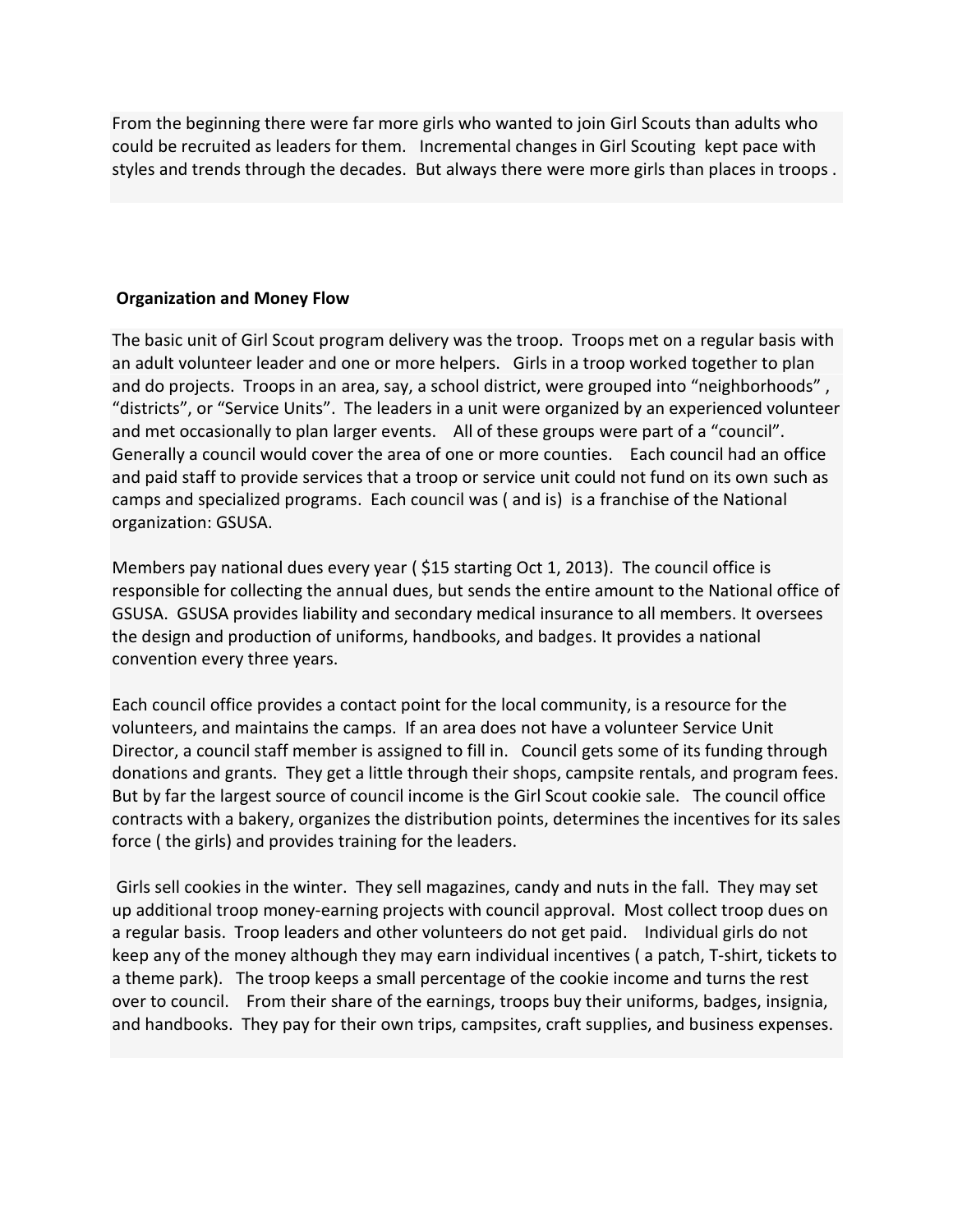From the beginning there were far more girls who wanted to join Girl Scouts than adults who could be recruited as leaders for them. Incremental changes in Girl Scouting kept pace with styles and trends through the decades. But always there were more girls than places in troops .

## Organization and Money Flow

The basic unit of Girl Scout program delivery was the troop. Troops met on a regular basis with an adult volunteer leader and one or more helpers. Girls in a troop worked together to plan and do projects. Troops in an area, say, a school district, were grouped into "neighborhoods" , "districts", or "Service Units". The leaders in a unit were organized by an experienced volunteer and met occasionally to plan larger events. All of these groups were part of a "council". Generally a council would cover the area of one or more counties. Each council had an office and paid staff to provide services that a troop or service unit could not fund on its own such as camps and specialized programs. Each council was ( and is) is a franchise of the National organization: GSUSA.

Members pay national dues every year ( $15 starting Oct 1, 2013). The council office is responsible for collecting the annual dues, but sends the entire amount to the National office of GSUSA. GSUSA provides liability and secondary medical insurance to all members. It oversees the design and production of uniforms, handbooks, and badges. It provides a national convention every three years.

Each council office provides a contact point for the local community, is a resource for the volunteers, and maintains the camps. If an area does not have a volunteer Service Unit Director, a council staff member is assigned to fill in. Council gets some of its funding through donations and grants. They get a little through their shops, campsite rentals, and program fees. But by far the largest source of council income is the Girl Scout cookie sale. The council office contracts with a bakery, organizes the distribution points, determines the incentives for its sales force ( the girls) and provides training for the leaders.

Girls sell cookies in the winter. They sell magazines, candy and nuts in the fall. They may set up additional troop money-earning projects with council approval. Most collect troop dues on a regular basis. Troop leaders and other volunteers do not get paid. Individual girls do not keep any of the money although they may earn individual incentives ( a patch, T-shirt, tickets to a theme park). The troop keeps a small percentage of the cookie income and turns the rest over to council. From their share of the earnings, troops buy their uniforms, badges, insignia, and handbooks. They pay for their own trips, campsites, craft supplies, and business expenses.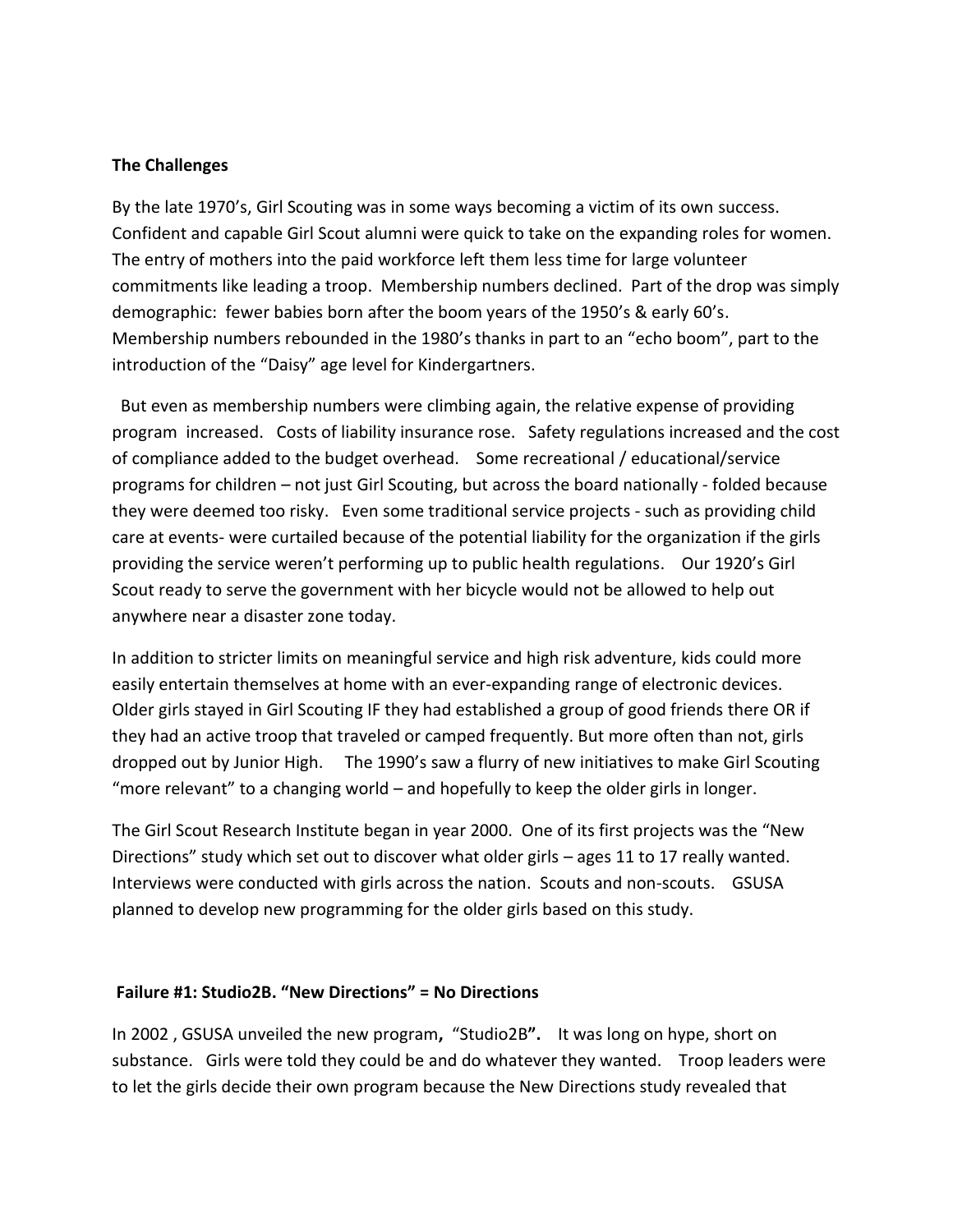**The Challenges**

By the late 1970's, Girl Scouting was in some ways becoming a victim of its own success. Confident and capable Girl Scout alumni were quick to take on the expanding roles for women. The entry of mothers into the paid workforce left them less time for large volunteer commitments like leading a troop. Membership numbers declined. Part of the drop was simply demographic: fewer babies born after the boom years of the 1950's & early 60's. Membership numbers rebounded in the 1980's thanks in part to an "echo boom", part to the introduction of the "Daisy" age level for Kindergartners.

But even as membership numbers were climbing again, the relative expense of providing program increased. Costs of liability insurance rose. Safety regulations increased and the cost of compliance added to the budget overhead. Some recreational / educational/service programs for children – not just Girl Scouting, but across the board nationally - folded because they were deemed too risky. Even some traditional service projects - such as providing child care at events- were curtailed because of the potential liability for the organization if the girls providing the service weren't performing up to public health regulations. Our 1920's Girl Scout ready to serve the government with her bicycle would not be allowed to help out anywhere near a disaster zone today.

In addition to stricter limits on meaningful service and high risk adventure, kids could more easily entertain themselves at home with an ever-expanding range of electronic devices. Older girls stayed in Girl Scouting IF they had established a group of good friends there OR if they had an active troop that traveled or camped frequently. But more often than not, girls dropped out by Junior High. The 1990's saw a flurry of new initiatives to make Girl Scouting "more relevant" to a changing world – and hopefully to keep the older girls in longer.

The Girl Scout Research Institute began in year 2000. One of its first projects was the "New Directions" study which set out to discover what older girls – ages 11 to 17 really wanted. Interviews were conducted with girls across the nation. Scouts and non-scouts. GSUSA planned to develop new programming for the older girls based on this study.

**Failure #1: Studio2B. "New Directions" = No Directions**

In 2002 , GSUSA unveiled the new program**,** "Studio2B**".** It was long on hype, short on substance. Girls were told they could be and do whatever they wanted. Troop leaders were to let the girls decide their own program because the New Directions study revealed that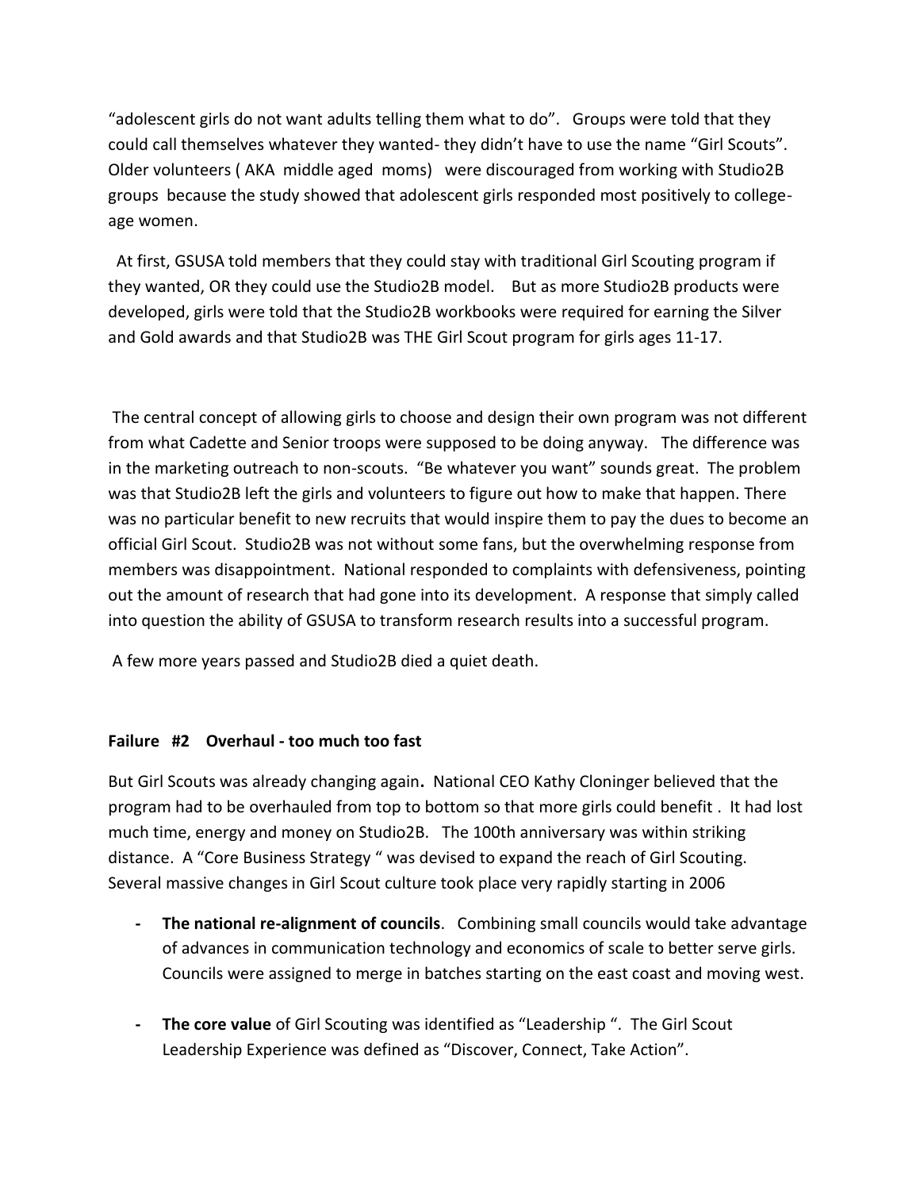"adolescent girls do not want adults telling them what to do". Groups were told that they could call themselves whatever they wanted- they didn't have to use the name "Girl Scouts". Older volunteers ( AKA middle aged moms) were discouraged from working with Studio2B groups because the study showed that adolescent girls responded most positively to college-age women.

At first, GSUSA told members that they could stay with traditional Girl Scouting program if they wanted, OR they could use the Studio2B model. But as more Studio2B products were developed, girls were told that the Studio2B workbooks were required for earning the Silver and Gold awards and that Studio2B was THE Girl Scout program for girls ages 11-17.

The central concept of allowing girls to choose and design their own program was not different from what Cadette and Senior troops were supposed to be doing anyway. The difference was in the marketing outreach to non-scouts. "Be whatever you want" sounds great. The problem was that Studio2B left the girls and volunteers to figure out how to make that happen. There was no particular benefit to new recruits that would inspire them to pay the dues to become an official Girl Scout. Studio2B was not without some fans, but the overwhelming response from members was disappointment. National responded to complaints with defensiveness, pointing out the amount of research that had gone into its development. A response that simply called into question the ability of GSUSA to transform research results into a successful program.

A few more years passed and Studio2B died a quiet death.

**Failure #2 Overhaul - too much too fast**

But Girl Scouts was already changing again**.** National CEO Kathy Cloninger believed that the program had to be overhauled from top to bottom so that more girls could benefit . It had lost much time, energy and money on Studio2B. The 100th anniversary was within striking distance. A "Core Business Strategy " was devised to expand the reach of Girl Scouting. Several massive changes in Girl Scout culture took place very rapidly starting in 2006

- **The national re-alignment of councils**. Combining small councils would take advantage of advances in communication technology and economics of scale to better serve girls. Councils were assigned to merge in batches starting on the east coast and moving west.

- **The core value** of Girl Scouting was identified as "Leadership ". The Girl Scout Leadership Experience was defined as "Discover, Connect, Take Action".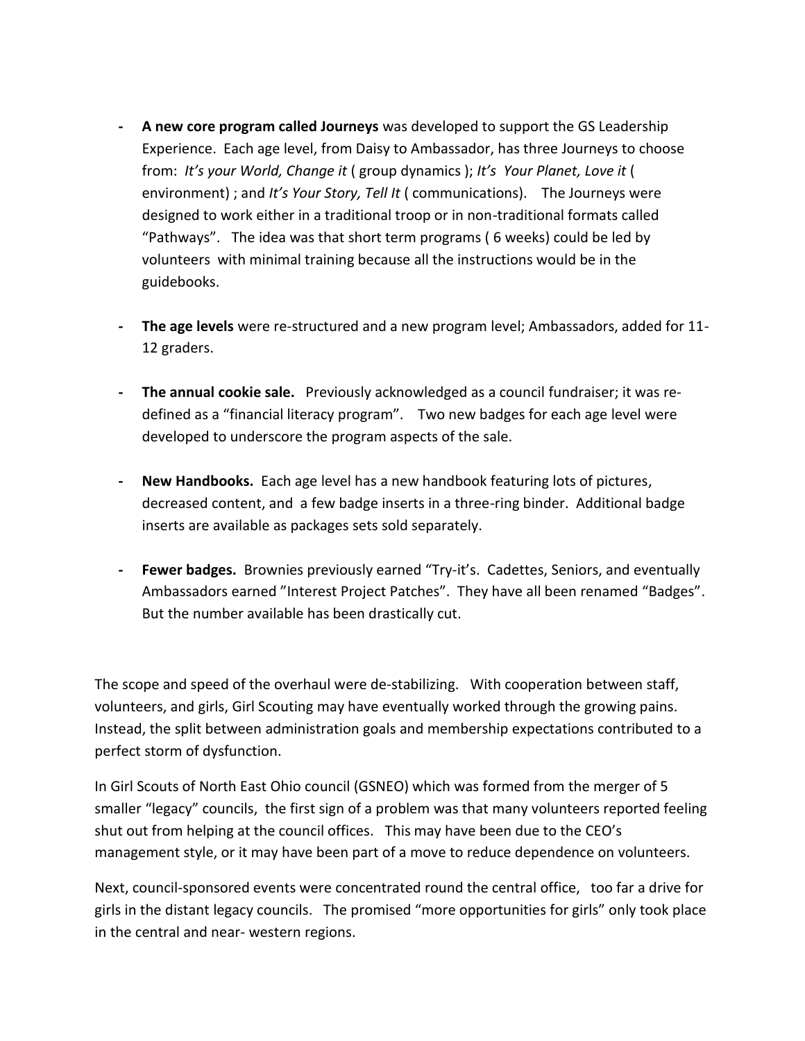- **A new core program called Journeys** was developed to support the GS Leadership Experience. Each age level, from Daisy to Ambassador, has three Journeys to choose from: *It's your World, Change it* ( group dynamics ); *It's Your Planet, Love it* ( environment) ; and *It's Your Story, Tell It* ( communications). The Journeys were designed to work either in a traditional troop or in non-traditional formats called "Pathways". The idea was that short term programs ( 6 weeks) could be led by volunteers with minimal training because all the instructions would be in the guidebooks.

- **The age levels** were re-structured and a new program level; Ambassadors, added for 11-12 graders.

- **The annual cookie sale.** Previously acknowledged as a council fundraiser; it was re-defined as a "financial literacy program". Two new badges for each age level were developed to underscore the program aspects of the sale.

- **New Handbooks.** Each age level has a new handbook featuring lots of pictures, decreased content, and a few badge inserts in a three-ring binder. Additional badge inserts are available as packages sets sold separately.

- **Fewer badges.** Brownies previously earned "Try-it's. Cadettes, Seniors, and eventually Ambassadors earned "Interest Project Patches". They have all been renamed "Badges". But the number available has been drastically cut.

The scope and speed of the overhaul were de-stabilizing. With cooperation between staff, volunteers, and girls, Girl Scouting may have eventually worked through the growing pains. Instead, the split between administration goals and membership expectations contributed to a perfect storm of dysfunction.

In Girl Scouts of North East Ohio council (GSNEO) which was formed from the merger of 5 smaller "legacy" councils, the first sign of a problem was that many volunteers reported feeling shut out from helping at the council offices. This may have been due to the CEO's management style, or it may have been part of a move to reduce dependence on volunteers.

Next, council-sponsored events were concentrated round the central office, too far a drive for girls in the distant legacy councils. The promised "more opportunities for girls" only took place in the central and near- western regions.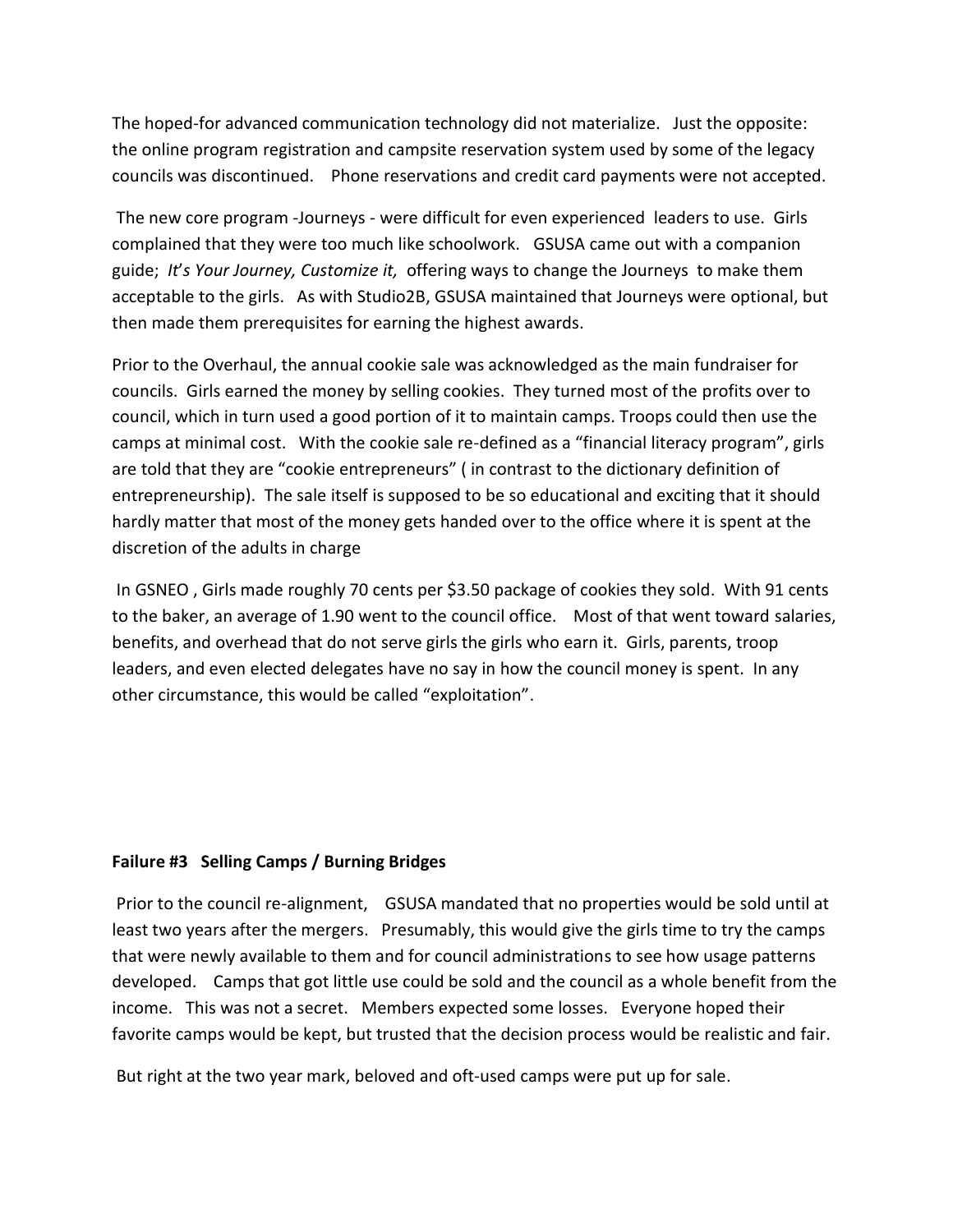The hoped-for advanced communication technology did not materialize. Just the opposite: the online program registration and campsite reservation system used by some of the legacy councils was discontinued. Phone reservations and credit card payments were not accepted.

The new core program -Journeys - were difficult for even experienced leaders to use. Girls complained that they were too much like schoolwork. GSUSA came out with a companion guide; *It's Your Journey, Customize it,* offering ways to change the Journeys to make them acceptable to the girls. As with Studio2B, GSUSA maintained that Journeys were optional, but then made them prerequisites for earning the highest awards.

Prior to the Overhaul, the annual cookie sale was acknowledged as the main fundraiser for councils. Girls earned the money by selling cookies. They turned most of the profits over to council, which in turn used a good portion of it to maintain camps. Troops could then use the camps at minimal cost. With the cookie sale re-defined as a "financial literacy program", girls are told that they are "cookie entrepreneurs" ( in contrast to the dictionary definition of entrepreneurship). The sale itself is supposed to be so educational and exciting that it should hardly matter that most of the money gets handed over to the office where it is spent at the discretion of the adults in charge

In GSNEO , Girls made roughly 70 cents per $3.50 package of cookies they sold. With 91 cents to the baker, an average of 1.90 went to the council office. Most of that went toward salaries, benefits, and overhead that do not serve girls the girls who earn it. Girls, parents, troop leaders, and even elected delegates have no say in how the council money is spent. In any other circumstance, this would be called "exploitation".

**Failure #3 Selling Camps / Burning Bridges**

Prior to the council re-alignment, GSUSA mandated that no properties would be sold until at least two years after the mergers. Presumably, this would give the girls time to try the camps that were newly available to them and for council administrations to see how usage patterns developed. Camps that got little use could be sold and the council as a whole benefit from the income. This was not a secret. Members expected some losses. Everyone hoped their favorite camps would be kept, but trusted that the decision process would be realistic and fair.

But right at the two year mark, beloved and oft-used camps were put up for sale.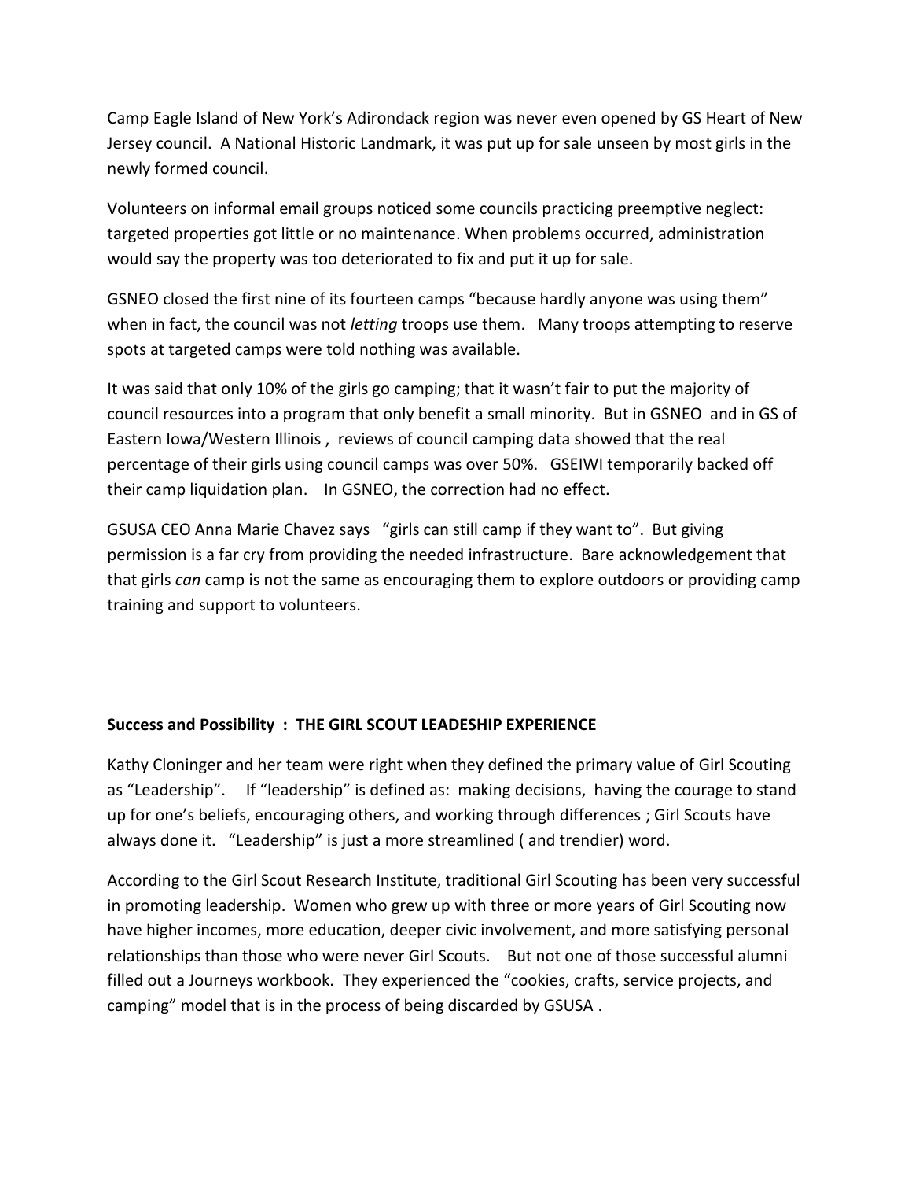Camp Eagle Island of New York's Adirondack region was never even opened by GS Heart of New Jersey council. A National Historic Landmark, it was put up for sale unseen by most girls in the newly formed council.

Volunteers on informal email groups noticed some councils practicing preemptive neglect: targeted properties got little or no maintenance. When problems occurred, administration would say the property was too deteriorated to fix and put it up for sale.

GSNEO closed the first nine of its fourteen camps "because hardly anyone was using them" when in fact, the council was not *letting* troops use them. Many troops attempting to reserve spots at targeted camps were told nothing was available.

It was said that only 10% of the girls go camping; that it wasn't fair to put the majority of council resources into a program that only benefit a small minority. But in GSNEO and in GS of Eastern Iowa/Western Illinois , reviews of council camping data showed that the real percentage of their girls using council camps was over 50%. GSEIWI temporarily backed off their camp liquidation plan. In GSNEO, the correction had no effect.

GSUSA CEO Anna Marie Chavez says "girls can still camp if they want to". But giving permission is a far cry from providing the needed infrastructure. Bare acknowledgement that that girls *can* camp is not the same as encouraging them to explore outdoors or providing camp training and support to volunteers.

**Success and Possibility : THE GIRL SCOUT LEADESHIP EXPERIENCE**

Kathy Cloninger and her team were right when they defined the primary value of Girl Scouting as "Leadership". If "leadership" is defined as: making decisions, having the courage to stand up for one's beliefs, encouraging others, and working through differences ; Girl Scouts have always done it. "Leadership" is just a more streamlined ( and trendier) word.

According to the Girl Scout Research Institute, traditional Girl Scouting has been very successful in promoting leadership. Women who grew up with three or more years of Girl Scouting now have higher incomes, more education, deeper civic involvement, and more satisfying personal relationships than those who were never Girl Scouts. But not one of those successful alumni filled out a Journeys workbook. They experienced the "cookies, crafts, service projects, and camping" model that is in the process of being discarded by GSUSA .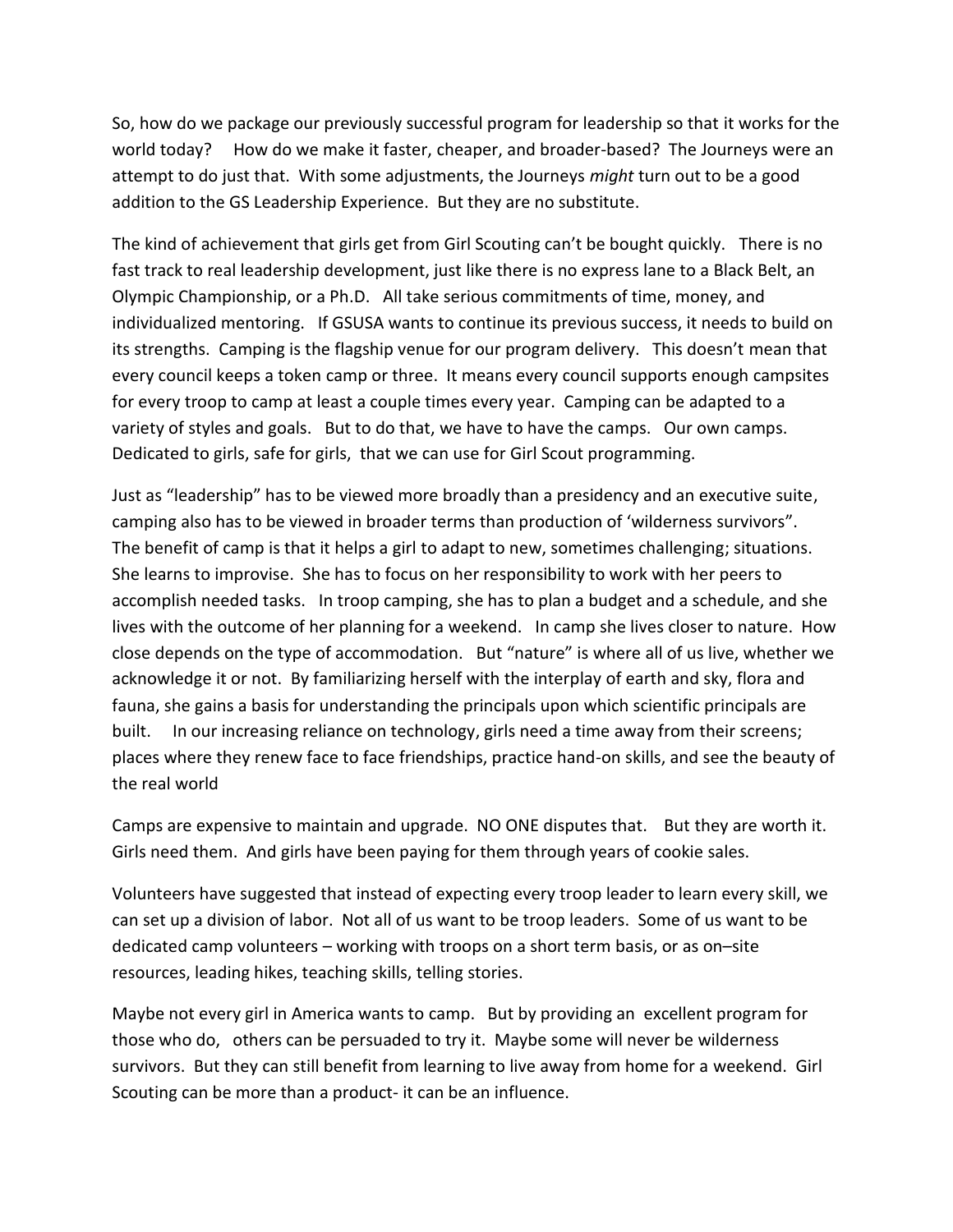So, how do we package our previously successful program for leadership so that it works for the world today? How do we make it faster, cheaper, and broader-based? The Journeys were an attempt to do just that. With some adjustments, the Journeys *might* turn out to be a good addition to the GS Leadership Experience. But they are no substitute.

The kind of achievement that girls get from Girl Scouting can't be bought quickly. There is no fast track to real leadership development, just like there is no express lane to a Black Belt, an Olympic Championship, or a Ph.D. All take serious commitments of time, money, and individualized mentoring. If GSUSA wants to continue its previous success, it needs to build on its strengths. Camping is the flagship venue for our program delivery. This doesn't mean that every council keeps a token camp or three. It means every council supports enough campsites for every troop to camp at least a couple times every year. Camping can be adapted to a variety of styles and goals. But to do that, we have to have the camps. Our own camps. Dedicated to girls, safe for girls, that we can use for Girl Scout programming.

Just as "leadership" has to be viewed more broadly than a presidency and an executive suite, camping also has to be viewed in broader terms than production of 'wilderness survivors". The benefit of camp is that it helps a girl to adapt to new, sometimes challenging; situations. She learns to improvise. She has to focus on her responsibility to work with her peers to accomplish needed tasks. In troop camping, she has to plan a budget and a schedule, and she lives with the outcome of her planning for a weekend. In camp she lives closer to nature. How close depends on the type of accommodation. But "nature" is where all of us live, whether we acknowledge it or not. By familiarizing herself with the interplay of earth and sky, flora and fauna, she gains a basis for understanding the principals upon which scientific principals are built. In our increasing reliance on technology, girls need a time away from their screens; places where they renew face to face friendships, practice hand-on skills, and see the beauty of the real world

Camps are expensive to maintain and upgrade. NO ONE disputes that. But they are worth it. Girls need them. And girls have been paying for them through years of cookie sales.

Volunteers have suggested that instead of expecting every troop leader to learn every skill, we can set up a division of labor. Not all of us want to be troop leaders. Some of us want to be dedicated camp volunteers – working with troops on a short term basis, or as on–site resources, leading hikes, teaching skills, telling stories.

Maybe not every girl in America wants to camp. But by providing an excellent program for those who do, others can be persuaded to try it. Maybe some will never be wilderness survivors. But they can still benefit from learning to live away from home for a weekend. Girl Scouting can be more than a product- it can be an influence.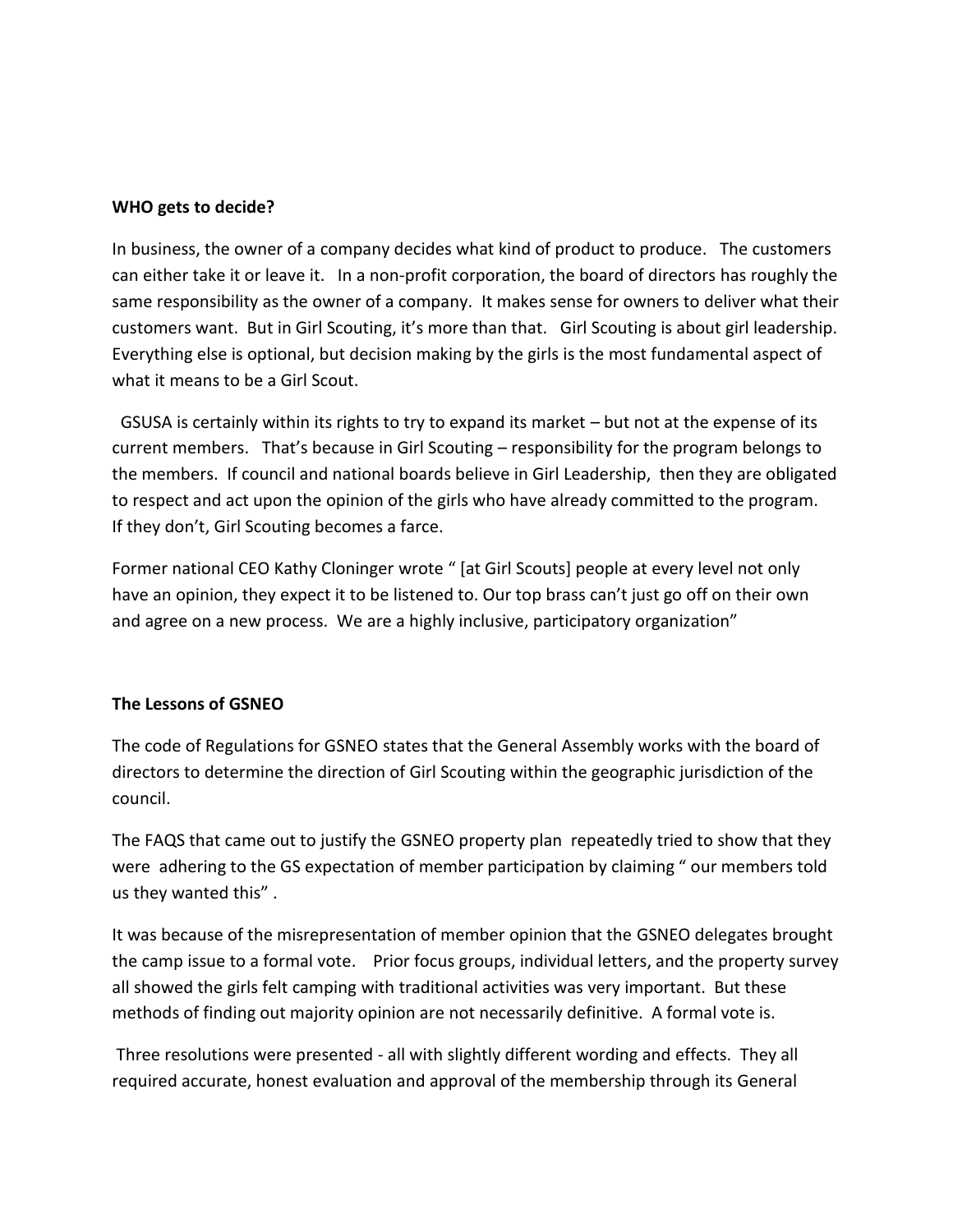**WHO gets to decide?**

In business, the owner of a company decides what kind of product to produce. The customers can either take it or leave it. In a non-profit corporation, the board of directors has roughly the same responsibility as the owner of a company. It makes sense for owners to deliver what their customers want. But in Girl Scouting, it's more than that. Girl Scouting is about girl leadership. Everything else is optional, but decision making by the girls is the most fundamental aspect of what it means to be a Girl Scout.

GSUSA is certainly within its rights to try to expand its market – but not at the expense of its current members. That's because in Girl Scouting – responsibility for the program belongs to the members. If council and national boards believe in Girl Leadership, then they are obligated to respect and act upon the opinion of the girls who have already committed to the program. If they don't, Girl Scouting becomes a farce.

Former national CEO Kathy Cloninger wrote " [at Girl Scouts] people at every level not only have an opinion, they expect it to be listened to. Our top brass can't just go off on their own and agree on a new process. We are a highly inclusive, participatory organization"

**The Lessons of GSNEO**

The code of Regulations for GSNEO states that the General Assembly works with the board of directors to determine the direction of Girl Scouting within the geographic jurisdiction of the council.

The FAQS that came out to justify the GSNEO property plan repeatedly tried to show that they were adhering to the GS expectation of member participation by claiming " our members told us they wanted this" .

It was because of the misrepresentation of member opinion that the GSNEO delegates brought the camp issue to a formal vote. Prior focus groups, individual letters, and the property survey all showed the girls felt camping with traditional activities was very important. But these methods of finding out majority opinion are not necessarily definitive. A formal vote is.

Three resolutions were presented - all with slightly different wording and effects. They all required accurate, honest evaluation and approval of the membership through its General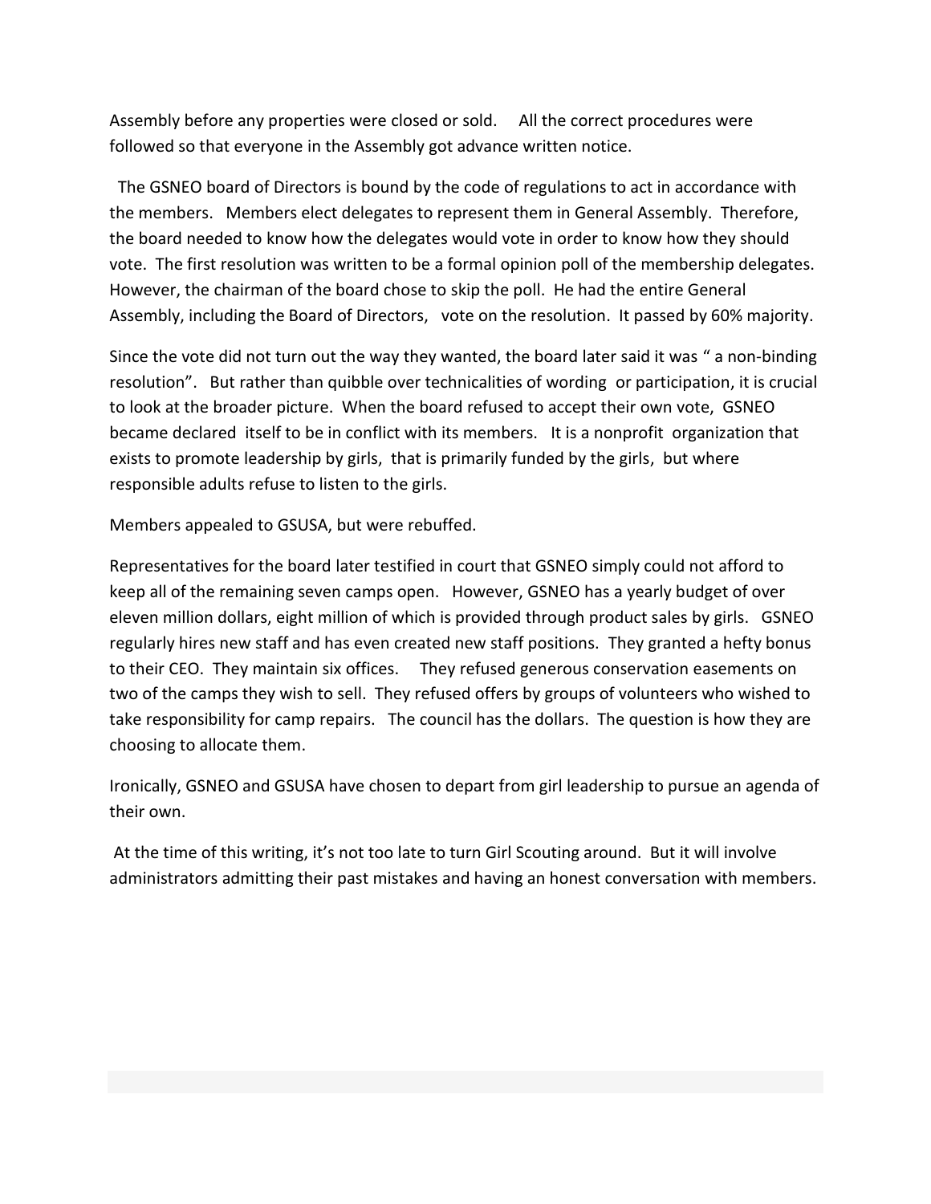Assembly before any properties were closed or sold. All the correct procedures were followed so that everyone in the Assembly got advance written notice.

The GSNEO board of Directors is bound by the code of regulations to act in accordance with the members. Members elect delegates to represent them in General Assembly. Therefore, the board needed to know how the delegates would vote in order to know how they should vote. The first resolution was written to be a formal opinion poll of the membership delegates. However, the chairman of the board chose to skip the poll. He had the entire General Assembly, including the Board of Directors, vote on the resolution. It passed by 60% majority.

Since the vote did not turn out the way they wanted, the board later said it was " a non-binding resolution". But rather than quibble over technicalities of wording or participation, it is crucial to look at the broader picture. When the board refused to accept their own vote, GSNEO became declared itself to be in conflict with its members. It is a nonprofit organization that exists to promote leadership by girls, that is primarily funded by the girls, but where responsible adults refuse to listen to the girls.

Members appealed to GSUSA, but were rebuffed.

Representatives for the board later testified in court that GSNEO simply could not afford to keep all of the remaining seven camps open. However, GSNEO has a yearly budget of over eleven million dollars, eight million of which is provided through product sales by girls. GSNEO regularly hires new staff and has even created new staff positions. They granted a hefty bonus to their CEO. They maintain six offices. They refused generous conservation easements on two of the camps they wish to sell. They refused offers by groups of volunteers who wished to take responsibility for camp repairs. The council has the dollars. The question is how they are choosing to allocate them.

Ironically, GSNEO and GSUSA have chosen to depart from girl leadership to pursue an agenda of their own.

At the time of this writing, it's not too late to turn Girl Scouting around. But it will involve administrators admitting their past mistakes and having an honest conversation with members.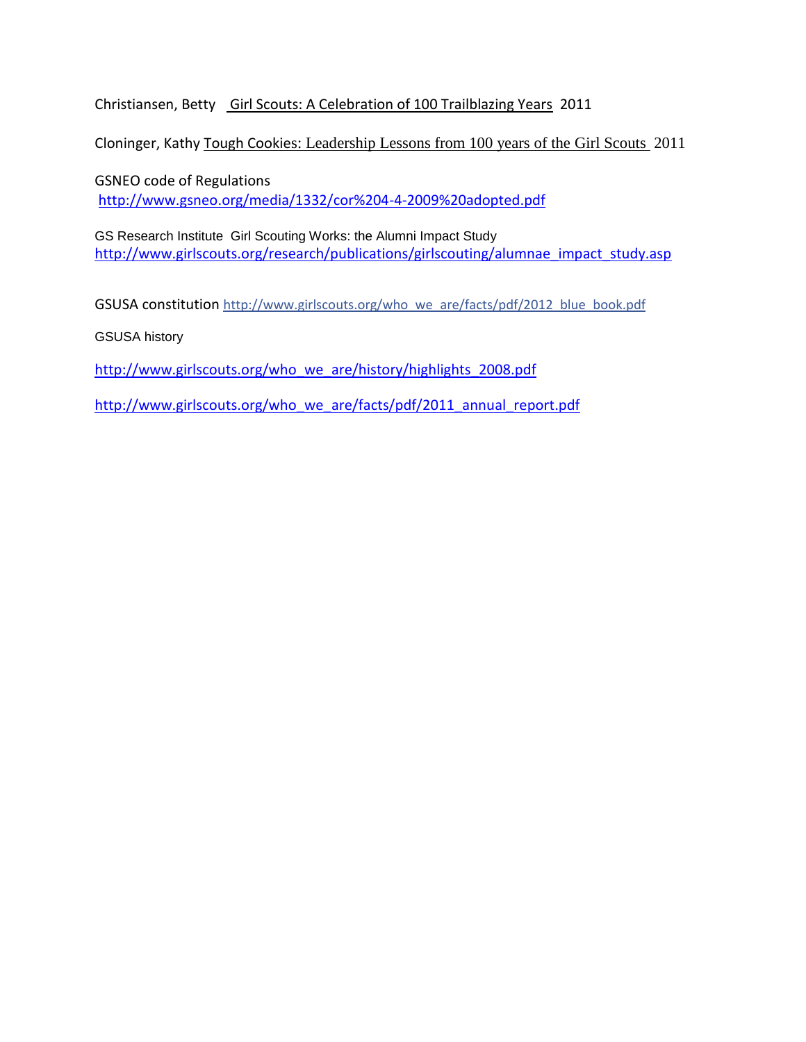Christiansen, Betty Girl Scouts: A Celebration of 100 Trailblazing Years 2011

Cloninger, Kathy Tough Cookies: Leadership Lessons from 100 years of the Girl Scouts 2011

GSNEO code of Regulations
http://www.gsneo.org/media/1332/cor%204-4-2009%20adopted.pdf

GS Research Institute Girl Scouting Works: the Alumni Impact Study
http://www.girlscouts.org/research/publications/girlscouting/alumnae_impact_study.asp

GSUSA constitution http://www.girlscouts.org/who_we_are/facts/pdf/2012_blue_book.pdf

GSUSA history

http://www.girlscouts.org/who_we_are/history/highlights_2008.pdf

http://www.girlscouts.org/who_we_are/facts/pdf/2011_annual_report.pdf